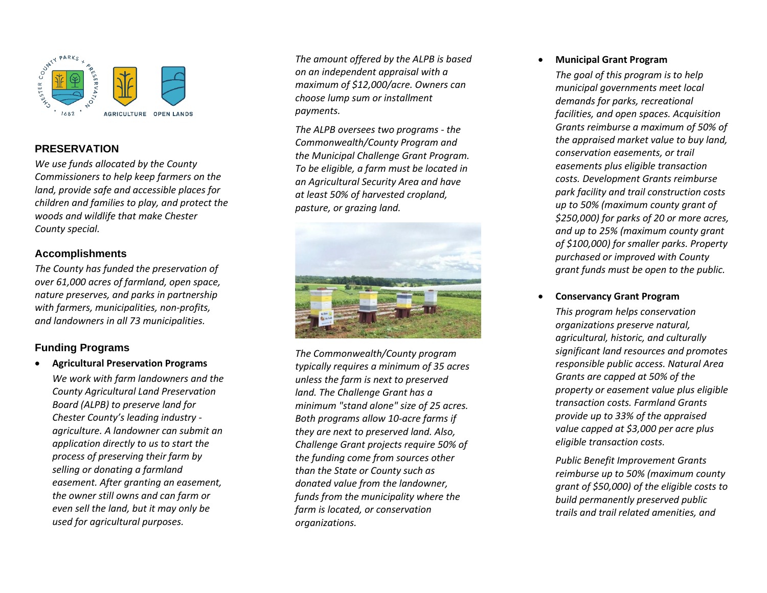CHESTER COUNTY PARKS + PRESERVATION 1682

AGRICULTURE OPEN LANDS

## PRESERVATION

*We use funds allocated by the County Commissioners to help keep farmers on the land, provide safe and accessible places for children and families to play, and protect the woods and wildlife that make Chester County special.*

### Accomplishments

*The County has funded the preservation of over 61,000 acres of farmland, open space, nature preserves, and parks in partnership with farmers, municipalities, non-profits, and landowners in all 73 municipalities.*

### Funding Programs

- **Agricultural Preservation Programs**

  *We work with farm landowners and the County Agricultural Land Preservation Board (ALPB) to preserve land for Chester County's leading industry - agriculture. A landowner can submit an application directly to us to start the process of preserving their farm by selling or donating a farmland easement. After granting an easement, the owner still owns and can farm or even sell the land, but it may only be used for agricultural purposes.*

  *The amount offered by the ALPB is based on an independent appraisal with a maximum of $12,000/acre. Owners can choose lump sum or installment payments.*

  *The ALPB oversees two programs - the Commonwealth/County Program and the Municipal Challenge Grant Program. To be eligible, a farm must be located in an Agricultural Security Area and have at least 50% of harvested cropland, pasture, or grazing land.*

  *The Commonwealth/County program typically requires a minimum of 35 acres unless the farm is next to preserved land. The Challenge Grant has a minimum "stand alone" size of 25 acres. Both programs allow 10-acre farms if they are next to preserved land. Also, Challenge Grant projects require 50% of the funding come from sources other than the State or County such as donated value from the landowner, funds from the municipality where the farm is located, or conservation organizations.*

- **Municipal Grant Program**

  *The goal of this program is to help municipal governments meet local demands for parks, recreational facilities, and open spaces. Acquisition Grants reimburse a maximum of 50% of the appraised market value to buy land, conservation easements, or trail easements plus eligible transaction costs. Development Grants reimburse park facility and trail construction costs up to 50% (maximum county grant of $250,000) for parks of 20 or more acres, and up to 25% (maximum county grant of $100,000) for smaller parks. Property purchased or improved with County grant funds must be open to the public.*

- **Conservancy Grant Program**

  *This program helps conservation organizations preserve natural, agricultural, historic, and culturally significant land resources and promotes responsible public access. Natural Area Grants are capped at 50% of the property or easement value plus eligible transaction costs. Farmland Grants provide up to 33% of the appraised value capped at $3,000 per acre plus eligible transaction costs.*

  *Public Benefit Improvement Grants reimburse up to 50% (maximum county grant of $50,000) of the eligible costs to build permanently preserved public trails and trail related amenities, and*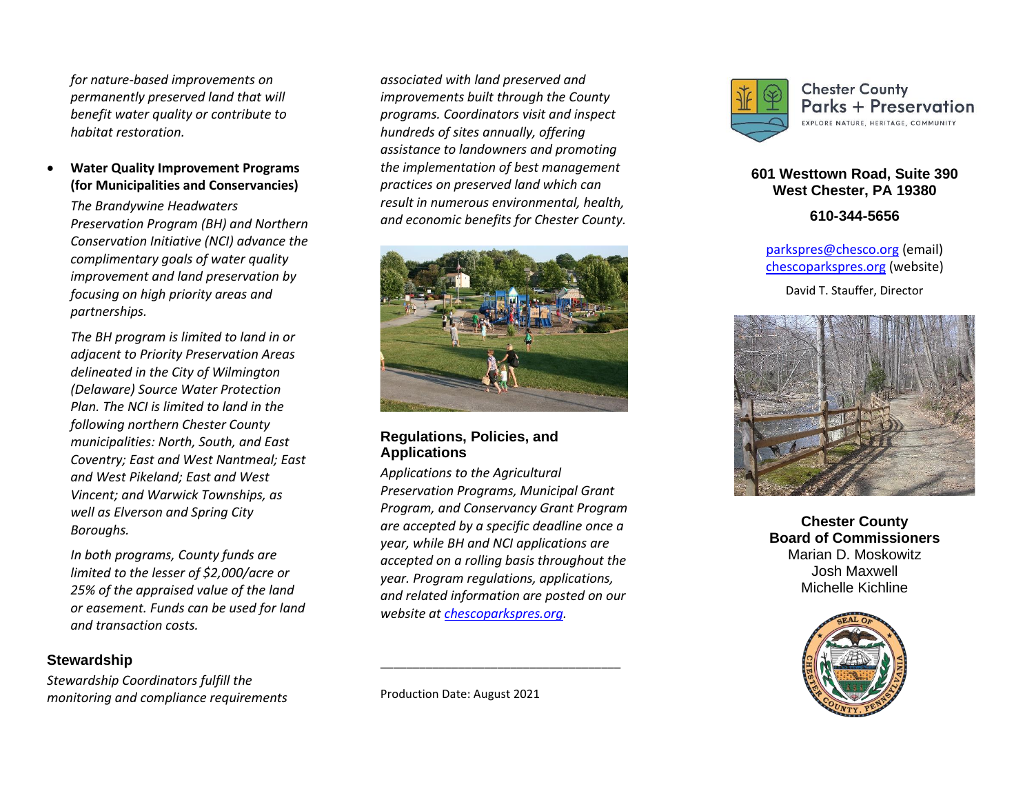*for nature-based improvements on permanently preserved land that will benefit water quality or contribute to habitat restoration.*

- **Water Quality Improvement Programs (for Municipalities and Conservancies)**

  *The Brandywine Headwaters Preservation Program (BH) and Northern Conservation Initiative (NCI) advance the complimentary goals of water quality improvement and land preservation by focusing on high priority areas and partnerships.*

  *The BH program is limited to land in or adjacent to Priority Preservation Areas delineated in the City of Wilmington (Delaware) Source Water Protection Plan. The NCI is limited to land in the following northern Chester County municipalities: North, South, and East Coventry; East and West Nantmeal; East and West Pikeland; East and West Vincent; and Warwick Townships, as well as Elverson and Spring City Boroughs.*

  *In both programs, County funds are limited to the lesser of $2,000/acre or 25% of the appraised value of the land or easement. Funds can be used for land and transaction costs.*

## Stewardship

*Stewardship Coordinators fulfill the monitoring and compliance requirements associated with land preserved and improvements built through the County programs. Coordinators visit and inspect hundreds of sites annually, offering assistance to landowners and promoting the implementation of best management practices on preserved land which can result in numerous environmental, health, and economic benefits for Chester County.*

## Regulations, Policies, and Applications

*Applications to the Agricultural Preservation Programs, Municipal Grant Program, and Conservancy Grant Program are accepted by a specific deadline once a year, while BH and NCI applications are accepted on a rolling basis throughout the year. Program regulations, applications, and related information are posted on our website at chescoparkspres.org.*

___________________________________

Production Date: August 2021

Chester County
Parks + Preservation
EXPLORE NATURE, HERITAGE, COMMUNITY

**601 Westtown Road, Suite 390**
**West Chester, PA 19380**

**610-344-5656**

parkspres@chesco.org (email)
chescoparkspres.org (website)

David T. Stauffer, Director

**Chester County**
**Board of Commissioners**
Marian D. Moskowitz
Josh Maxwell
Michelle Kichline